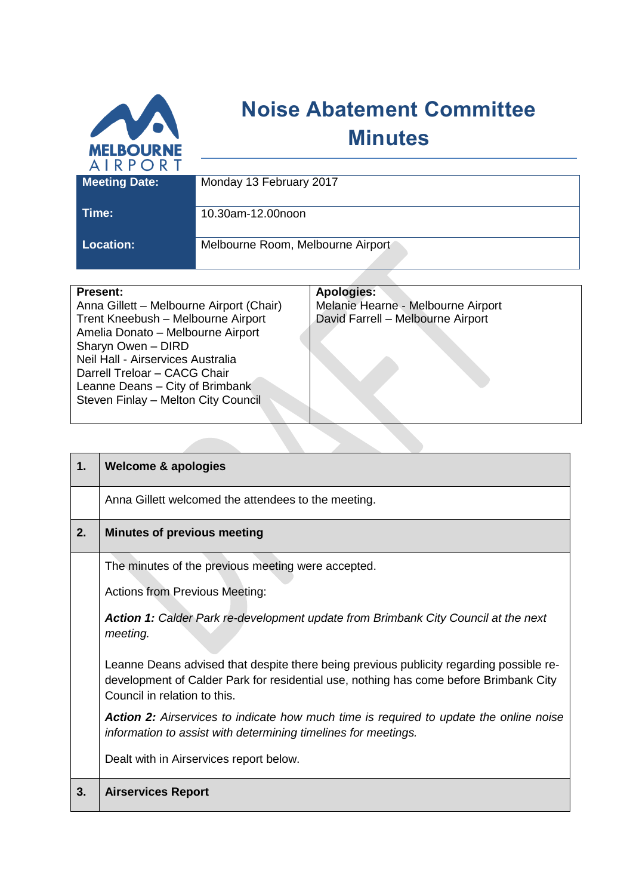# Noise Abatement Committee Minutes

| | |
|---|---|
| **Meeting Date:** | Monday 13 February 2017 |
| **Time:** | 10.30am-12.00noon |
| **Location:** | Melbourne Room, Melbourne Airport |

| **Present:** | **Apologies:** |
|---|---|
| Anna Gillett – Melbourne Airport (Chair)<br>Trent Kneebush – Melbourne Airport<br>Amelia Donato – Melbourne Airport<br>Sharyn Owen – DIRD<br>Neil Hall - Airservices Australia<br>Darrell Treloar – CACG Chair<br>Leanne Deans – City of Brimbank<br>Steven Finlay – Melton City Council | Melanie Hearne - Melbourne Airport<br>David Farrell – Melbourne Airport |

| | |
|---|---|
| **1.** | **Welcome & apologies** |
| | Anna Gillett welcomed the attendees to the meeting. |
| **2.** | **Minutes of previous meeting** |
| | The minutes of the previous meeting were accepted.<br><br>Actions from Previous Meeting:<br><br>***Action 1:*** *Calder Park re-development update from Brimbank City Council at the next meeting.*<br><br>Leanne Deans advised that despite there being previous publicity regarding possible re-development of Calder Park for residential use, nothing has come before Brimbank City Council in relation to this.<br><br>***Action 2:*** *Airservices to indicate how much time is required to update the online noise information to assist with determining timelines for meetings.*<br><br>Dealt with in Airservices report below. |
| **3.** | **Airservices Report** |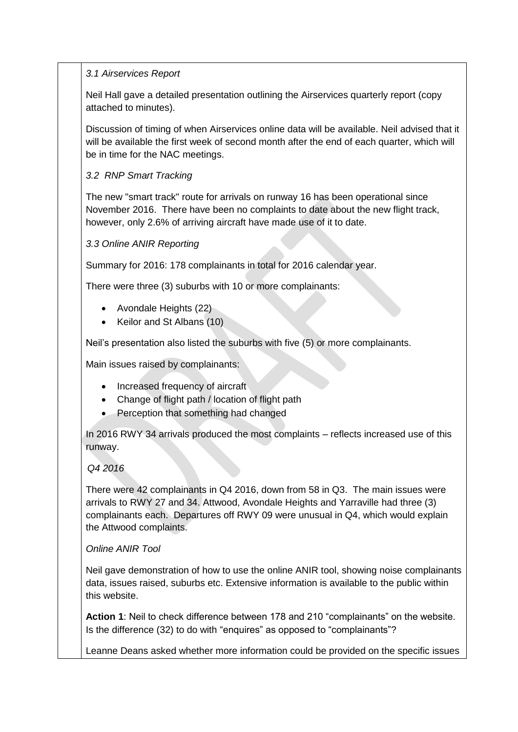*3.1 Airservices Report*

Neil Hall gave a detailed presentation outlining the Airservices quarterly report (copy attached to minutes).

Discussion of timing of when Airservices online data will be available. Neil advised that it will be available the first week of second month after the end of each quarter, which will be in time for the NAC meetings.

*3.2 RNP Smart Tracking*

The new "smart track" route for arrivals on runway 16 has been operational since November 2016. There have been no complaints to date about the new flight track, however, only 2.6% of arriving aircraft have made use of it to date.

*3.3 Online ANIR Reporting*

Summary for 2016: 178 complainants in total for 2016 calendar year.

There were three (3) suburbs with 10 or more complainants:

- Avondale Heights (22)
- Keilor and St Albans (10)

Neil's presentation also listed the suburbs with five (5) or more complainants.

Main issues raised by complainants:

- Increased frequency of aircraft
- Change of flight path / location of flight path
- Perception that something had changed

In 2016 RWY 34 arrivals produced the most complaints – reflects increased use of this runway.

*Q4 2016*

There were 42 complainants in Q4 2016, down from 58 in Q3. The main issues were arrivals to RWY 27 and 34. Attwood, Avondale Heights and Yarraville had three (3) complainants each. Departures off RWY 09 were unusual in Q4, which would explain the Attwood complaints.

*Online ANIR Tool*

Neil gave demonstration of how to use the online ANIR tool, showing noise complainants data, issues raised, suburbs etc. Extensive information is available to the public within this website.

**Action 1**: Neil to check difference between 178 and 210 "complainants" on the website. Is the difference (32) to do with "enquires" as opposed to "complainants"?

Leanne Deans asked whether more information could be provided on the specific issues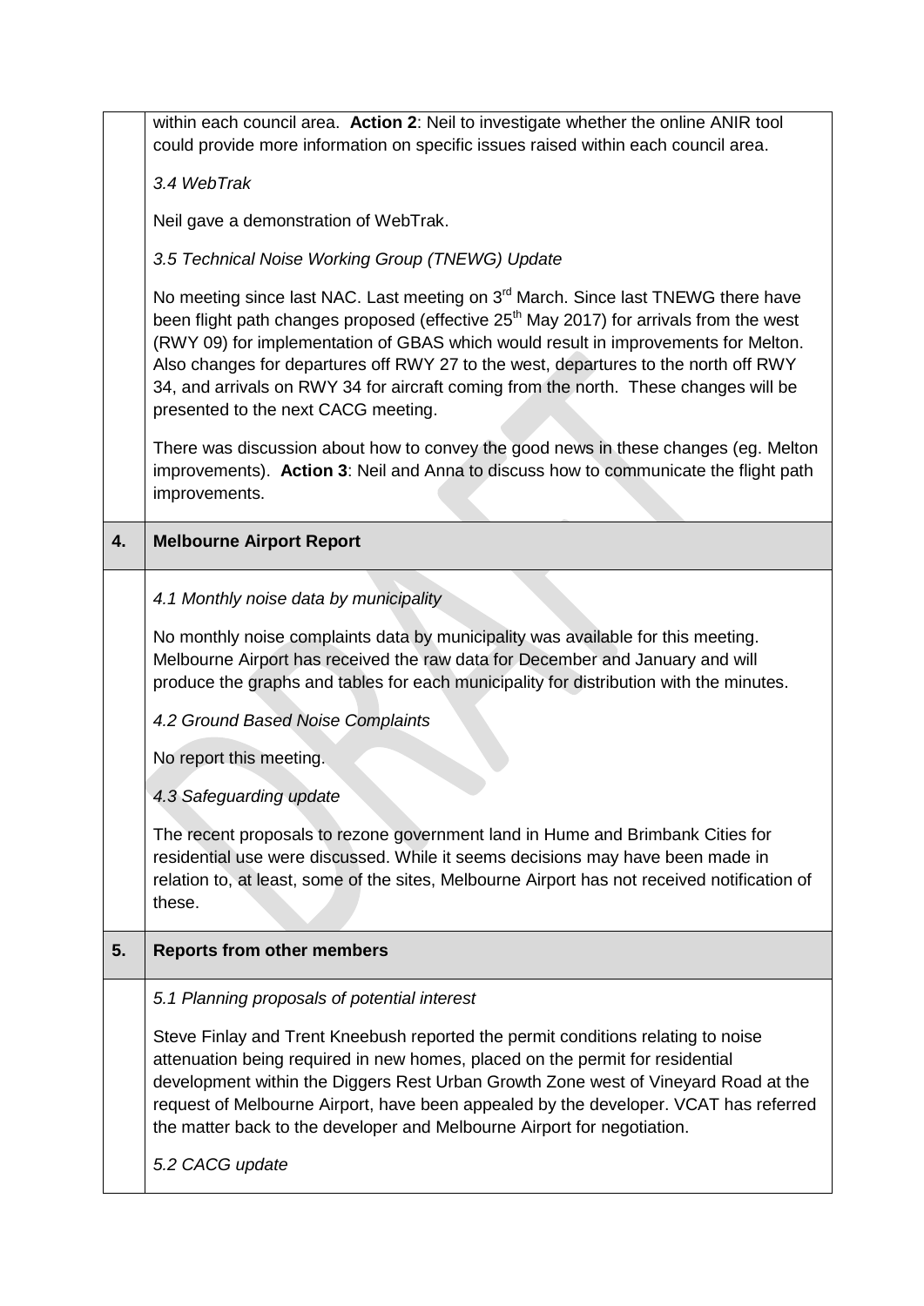| | |
|---|---|
| | within each council area. **Action 2**: Neil to investigate whether the online ANIR tool could provide more information on specific issues raised within each council area.<br><br>*3.4 WebTrak*<br><br>Neil gave a demonstration of WebTrak.<br><br>*3.5 Technical Noise Working Group (TNEWG) Update*<br><br>No meeting since last NAC. Last meeting on 3rd March. Since last TNEWG there have been flight path changes proposed (effective 25th May 2017) for arrivals from the west (RWY 09) for implementation of GBAS which would result in improvements for Melton. Also changes for departures off RWY 27 to the west, departures to the north off RWY 34, and arrivals on RWY 34 for aircraft coming from the north. These changes will be presented to the next CACG meeting.<br><br>There was discussion about how to convey the good news in these changes (eg. Melton improvements). **Action 3**: Neil and Anna to discuss how to communicate the flight path improvements. |
| **4.** | **Melbourne Airport Report** |
| | *4.1 Monthly noise data by municipality*<br><br>No monthly noise complaints data by municipality was available for this meeting. Melbourne Airport has received the raw data for December and January and will produce the graphs and tables for each municipality for distribution with the minutes.<br><br>*4.2 Ground Based Noise Complaints*<br><br>No report this meeting.<br><br>*4.3 Safeguarding update*<br><br>The recent proposals to rezone government land in Hume and Brimbank Cities for residential use were discussed. While it seems decisions may have been made in relation to, at least, some of the sites, Melbourne Airport has not received notification of these. |
| **5.** | **Reports from other members** |
| | *5.1 Planning proposals of potential interest*<br><br>Steve Finlay and Trent Kneebush reported the permit conditions relating to noise attenuation being required in new homes, placed on the permit for residential development within the Diggers Rest Urban Growth Zone west of Vineyard Road at the request of Melbourne Airport, have been appealed by the developer. VCAT has referred the matter back to the developer and Melbourne Airport for negotiation.<br><br>*5.2 CACG update* |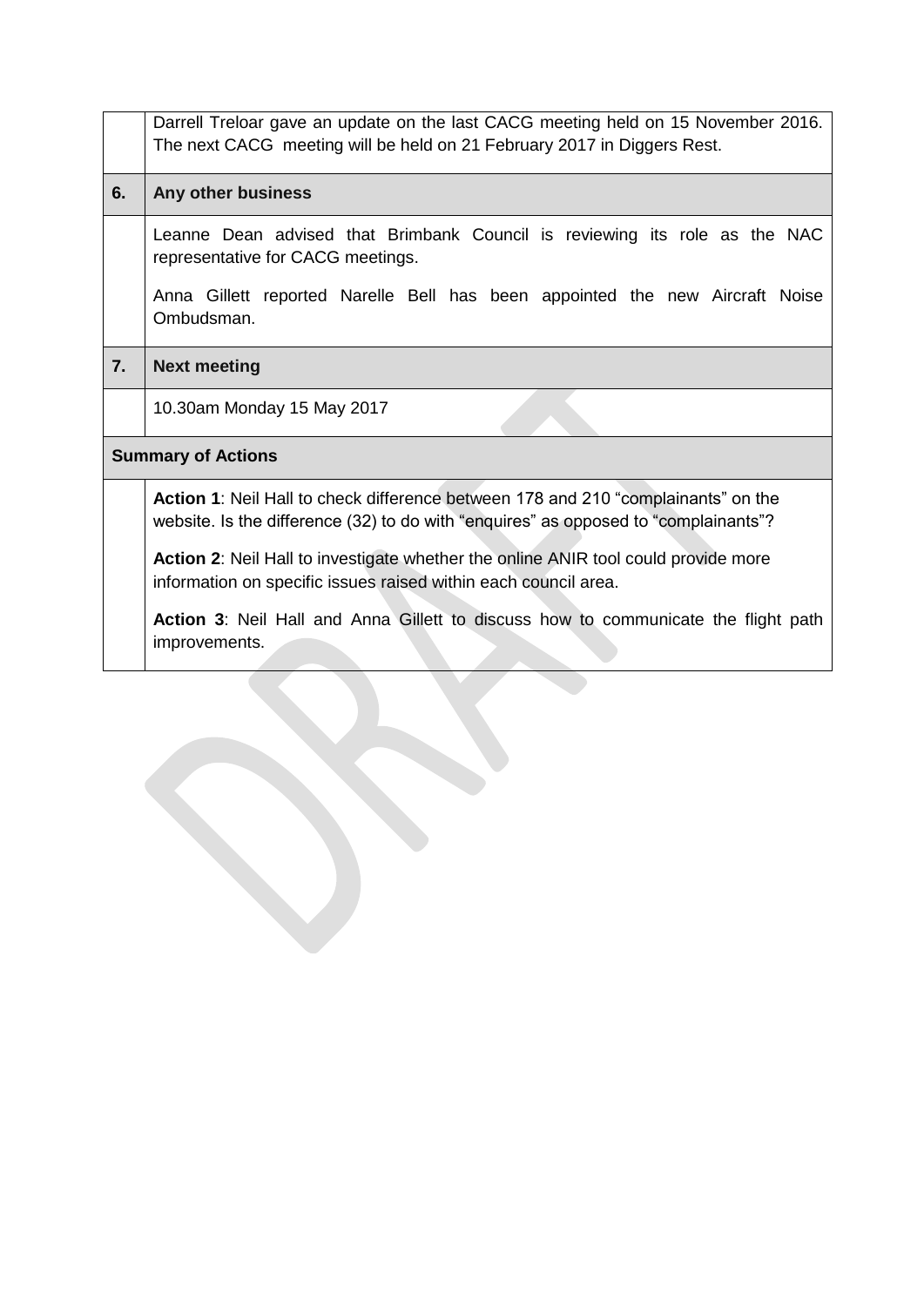| | |
|---|---|
| | Darrell Treloar gave an update on the last CACG meeting held on 15 November 2016. The next CACG meeting will be held on 21 February 2017 in Diggers Rest. |
| **6.** | **Any other business** |
| | Leanne Dean advised that Brimbank Council is reviewing its role as the NAC representative for CACG meetings.<br><br>Anna Gillett reported Narelle Bell has been appointed the new Aircraft Noise Ombudsman. |
| **7.** | **Next meeting** |
| | 10.30am Monday 15 May 2017 |
| **Summary of Actions** | |
| | **Action 1**: Neil Hall to check difference between 178 and 210 "complainants" on the website. Is the difference (32) to do with "enquires" as opposed to "complainants"?<br><br>**Action 2**: Neil Hall to investigate whether the online ANIR tool could provide more information on specific issues raised within each council area.<br><br>**Action 3**: Neil Hall and Anna Gillett to discuss how to communicate the flight path improvements. |

DRAFT